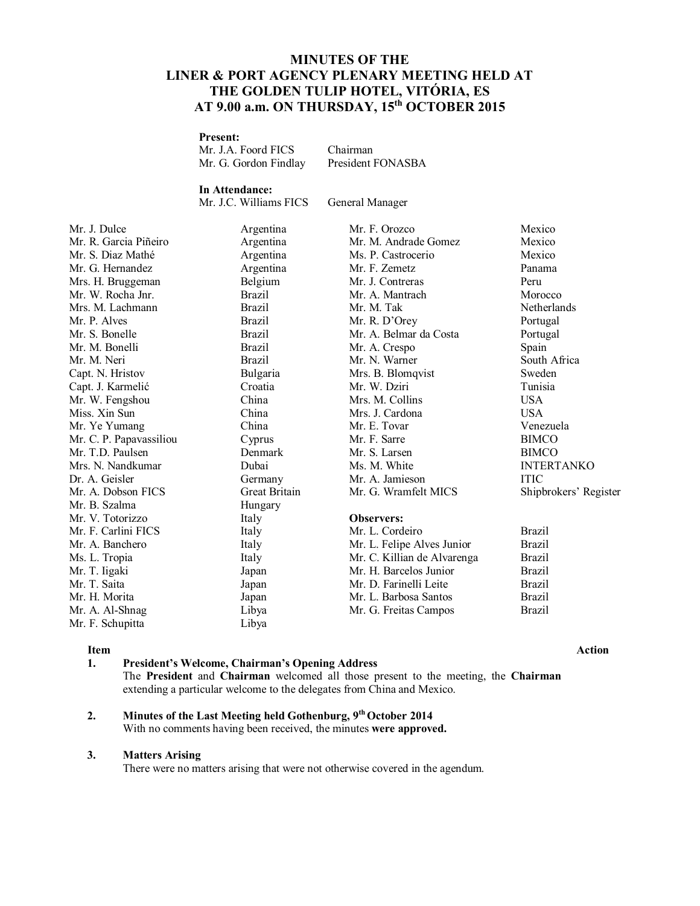# MINUTES OF THE LINER & PORT AGENCY PLENARY MEETING HELD AT THE GOLDEN TULIP HOTEL, VITÓRIA, ES AT 9.00 a.m. ON THURSDAY, 15th OCTOBER 2015

**Present:**

| | |
|---|---|
| Mr. J.A. Foord FICS | Chairman |
| Mr. G. Gordon Findlay | President FONASBA |

**In Attendance:**

| | |
|---|---|
| Mr. J.C. Williams FICS | General Manager |

| | |
|---|---|
| Mr. J. Dulce | Argentina |
| Mr. R. Garcia Piñeiro | Argentina |
| Mr. S. Diaz Mathé | Argentina |
| Mr. G. Hernandez | Argentina |
| Mrs. H. Bruggeman | Belgium |
| Mr. W. Rocha Jnr. | Brazil |
| Mrs. M. Lachmann | Brazil |
| Mr. P. Alves | Brazil |
| Mr. S. Bonelle | Brazil |
| Mr. M. Bonelli | Brazil |
| Mr. M. Neri | Brazil |
| Capt. N. Hristov | Bulgaria |
| Capt. J. Karmelić | Croatia |
| Mr. W. Fengshou | China |
| Miss. Xin Sun | China |
| Mr. Ye Yumang | China |
| Mr. C. P. Papavassiliou | Cyprus |
| Mr. T.D. Paulsen | Denmark |
| Mrs. N. Nandkumar | Dubai |
| Dr. A. Geisler | Germany |
| Mr. A. Dobson FICS | Great Britain |
| Mr. B. Szalma | Hungary |
| Mr. V. Totorizzo | Italy |
| Mr. F. Carlini FICS | Italy |
| Mr. A. Banchero | Italy |
| Ms. L. Tropia | Italy |
| Mr. T. Iigaki | Japan |
| Mr. T. Saita | Japan |
| Mr. H. Morita | Japan |
| Mr. A. Al-Shnag | Libya |
| Mr. F. Schupitta | Libya |
| Mr. F. Orozco | Mexico |
| Mr. M. Andrade Gomez | Mexico |
| Ms. P. Castrocerio | Mexico |
| Mr. F. Zemetz | Panama |
| Mr. J. Contreras | Peru |
| Mr. A. Mantrach | Morocco |
| Mr. M. Tak | Netherlands |
| Mr. R. D'Orey | Portugal |
| Mr. A. Belmar da Costa | Portugal |
| Mr. A. Crespo | Spain |
| Mr. N. Warner | South Africa |
| Mrs. B. Blomqvist | Sweden |
| Mr. W. Dziri | Tunisia |
| Mrs. M. Collins | USA |
| Mrs. J. Cardona | USA |
| Mr. E. Tovar | Venezuela |
| Mr. F. Sarre | BIMCO |
| Mr. S. Larsen | BIMCO |
| Ms. M. White | INTERTANKO |
| Mr. A. Jamieson | ITIC |
| Mr. G. Wramfelt MICS | Shipbrokers' Register |

**Observers:**

| | |
|---|---|
| Mr. L. Cordeiro | Brazil |
| Mr. L. Felipe Alves Junior | Brazil |
| Mr. C. Killian de Alvarenga | Brazil |
| Mr. H. Barcelos Junior | Brazil |
| Mr. D. Farinelli Leite | Brazil |
| Mr. L. Barbosa Santos | Brazil |
| Mr. G. Freitas Campos | Brazil |

**Item** **Action**

**1. President's Welcome, Chairman's Opening Address**

The **President** and **Chairman** welcomed all those present to the meeting, the **Chairman** extending a particular welcome to the delegates from China and Mexico.

**2. Minutes of the Last Meeting held Gothenburg, 9th October 2014**

With no comments having been received, the minutes **were approved.**

**3. Matters Arising**

There were no matters arising that were not otherwise covered in the agendum.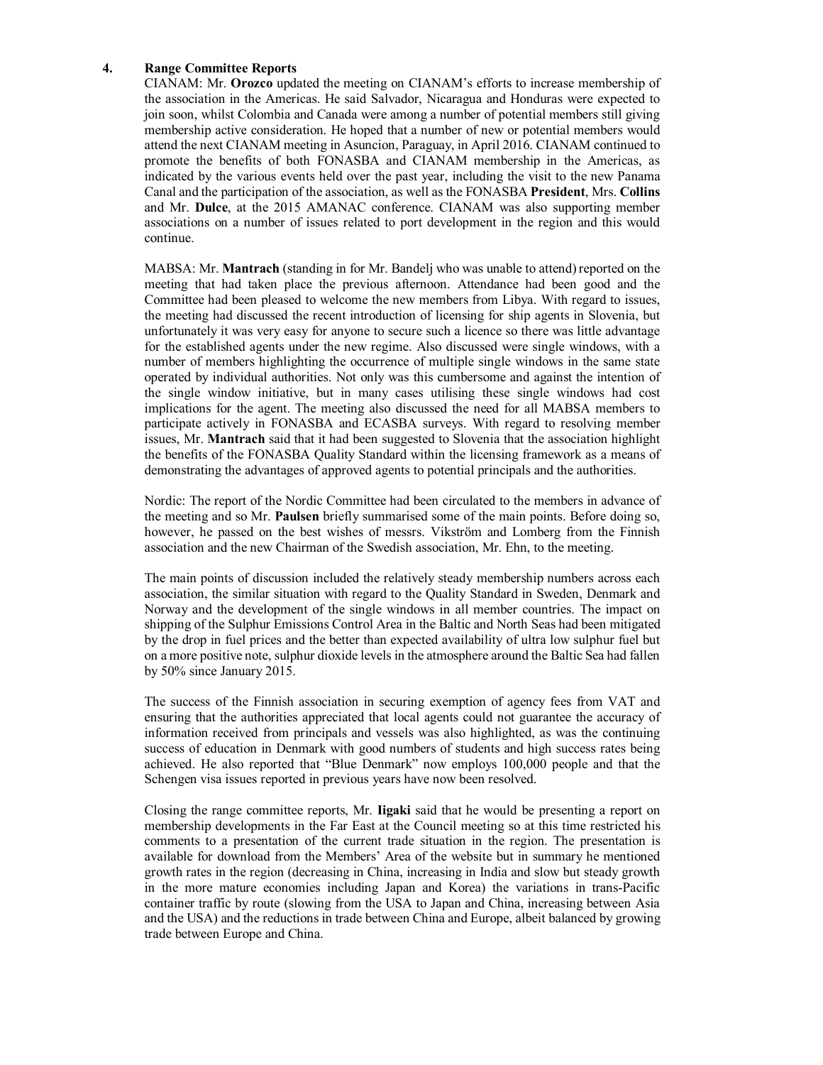## 4. Range Committee Reports

CIANAM: Mr. **Orozco** updated the meeting on CIANAM's efforts to increase membership of the association in the Americas. He said Salvador, Nicaragua and Honduras were expected to join soon, whilst Colombia and Canada were among a number of potential members still giving membership active consideration. He hoped that a number of new or potential members would attend the next CIANAM meeting in Asuncion, Paraguay, in April 2016. CIANAM continued to promote the benefits of both FONASBA and CIANAM membership in the Americas, as indicated by the various events held over the past year, including the visit to the new Panama Canal and the participation of the association, as well as the FONASBA **President**, Mrs. **Collins** and Mr. **Dulce**, at the 2015 AMANAC conference. CIANAM was also supporting member associations on a number of issues related to port development in the region and this would continue.

MABSA: Mr. **Mantrach** (standing in for Mr. Bandelj who was unable to attend) reported on the meeting that had taken place the previous afternoon. Attendance had been good and the Committee had been pleased to welcome the new members from Libya. With regard to issues, the meeting had discussed the recent introduction of licensing for ship agents in Slovenia, but unfortunately it was very easy for anyone to secure such a licence so there was little advantage for the established agents under the new regime. Also discussed were single windows, with a number of members highlighting the occurrence of multiple single windows in the same state operated by individual authorities. Not only was this cumbersome and against the intention of the single window initiative, but in many cases utilising these single windows had cost implications for the agent. The meeting also discussed the need for all MABSA members to participate actively in FONASBA and ECASBA surveys. With regard to resolving member issues, Mr. **Mantrach** said that it had been suggested to Slovenia that the association highlight the benefits of the FONASBA Quality Standard within the licensing framework as a means of demonstrating the advantages of approved agents to potential principals and the authorities.

Nordic: The report of the Nordic Committee had been circulated to the members in advance of the meeting and so Mr. **Paulsen** briefly summarised some of the main points. Before doing so, however, he passed on the best wishes of messrs. Vikström and Lomberg from the Finnish association and the new Chairman of the Swedish association, Mr. Ehn, to the meeting.

The main points of discussion included the relatively steady membership numbers across each association, the similar situation with regard to the Quality Standard in Sweden, Denmark and Norway and the development of the single windows in all member countries. The impact on shipping of the Sulphur Emissions Control Area in the Baltic and North Seas had been mitigated by the drop in fuel prices and the better than expected availability of ultra low sulphur fuel but on a more positive note, sulphur dioxide levels in the atmosphere around the Baltic Sea had fallen by 50% since January 2015.

The success of the Finnish association in securing exemption of agency fees from VAT and ensuring that the authorities appreciated that local agents could not guarantee the accuracy of information received from principals and vessels was also highlighted, as was the continuing success of education in Denmark with good numbers of students and high success rates being achieved. He also reported that "Blue Denmark" now employs 100,000 people and that the Schengen visa issues reported in previous years have now been resolved.

Closing the range committee reports, Mr. **Iigaki** said that he would be presenting a report on membership developments in the Far East at the Council meeting so at this time restricted his comments to a presentation of the current trade situation in the region. The presentation is available for download from the Members' Area of the website but in summary he mentioned growth rates in the region (decreasing in China, increasing in India and slow but steady growth in the more mature economies including Japan and Korea) the variations in trans-Pacific container traffic by route (slowing from the USA to Japan and China, increasing between Asia and the USA) and the reductions in trade between China and Europe, albeit balanced by growing trade between Europe and China.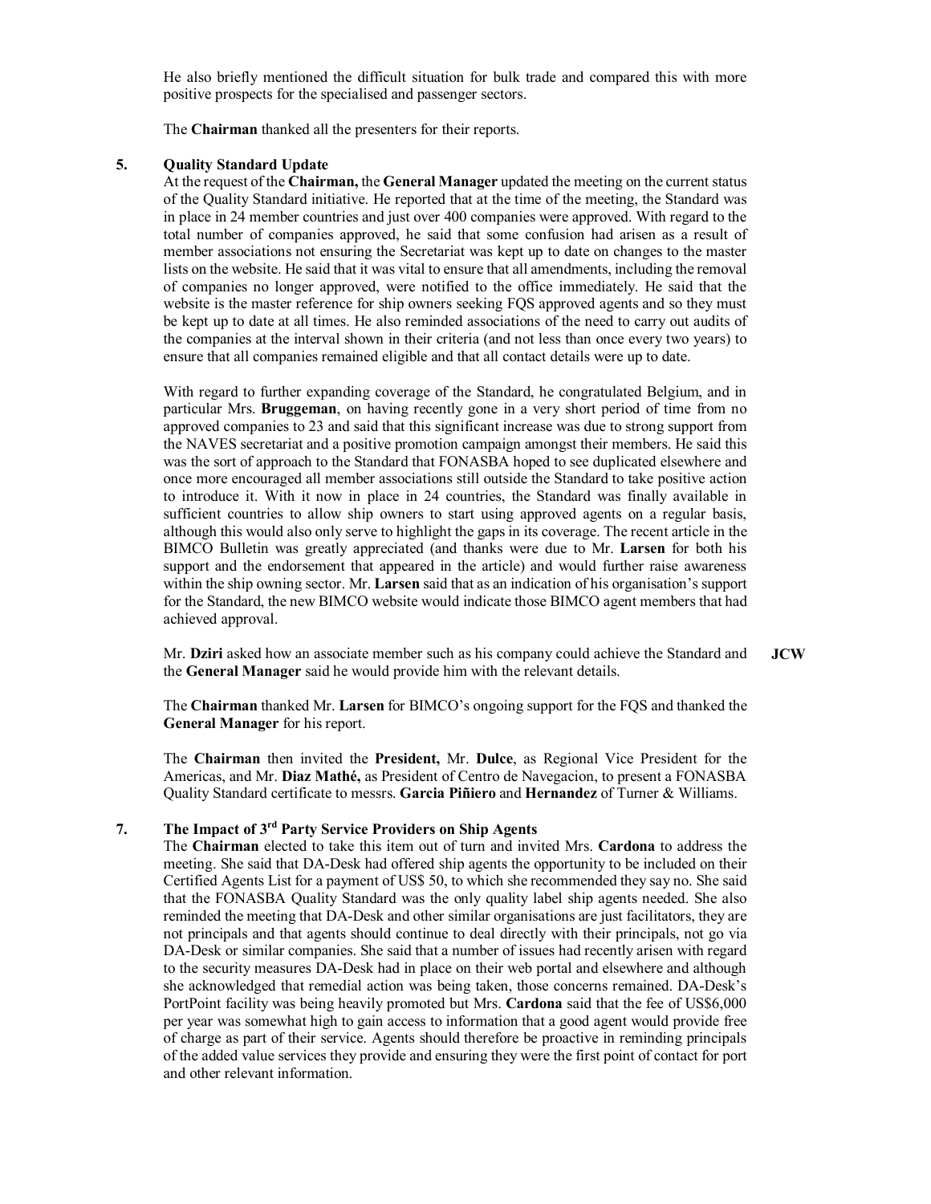He also briefly mentioned the difficult situation for bulk trade and compared this with more positive prospects for the specialised and passenger sectors.

The **Chairman** thanked all the presenters for their reports.

## 5. Quality Standard Update

At the request of the **Chairman,** the **General Manager** updated the meeting on the current status of the Quality Standard initiative. He reported that at the time of the meeting, the Standard was in place in 24 member countries and just over 400 companies were approved. With regard to the total number of companies approved, he said that some confusion had arisen as a result of member associations not ensuring the Secretariat was kept up to date on changes to the master lists on the website. He said that it was vital to ensure that all amendments, including the removal of companies no longer approved, were notified to the office immediately. He said that the website is the master reference for ship owners seeking FQS approved agents and so they must be kept up to date at all times. He also reminded associations of the need to carry out audits of the companies at the interval shown in their criteria (and not less than once every two years) to ensure that all companies remained eligible and that all contact details were up to date.

With regard to further expanding coverage of the Standard, he congratulated Belgium, and in particular Mrs. **Bruggeman**, on having recently gone in a very short period of time from no approved companies to 23 and said that this significant increase was due to strong support from the NAVES secretariat and a positive promotion campaign amongst their members. He said this was the sort of approach to the Standard that FONASBA hoped to see duplicated elsewhere and once more encouraged all member associations still outside the Standard to take positive action to introduce it. With it now in place in 24 countries, the Standard was finally available in sufficient countries to allow ship owners to start using approved agents on a regular basis, although this would also only serve to highlight the gaps in its coverage. The recent article in the BIMCO Bulletin was greatly appreciated (and thanks were due to Mr. **Larsen** for both his support and the endorsement that appeared in the article) and would further raise awareness within the ship owning sector. Mr. **Larsen** said that as an indication of his organisation's support for the Standard, the new BIMCO website would indicate those BIMCO agent members that had achieved approval.

Mr. **Dziri** asked how an associate member such as his company could achieve the Standard and the **General Manager** said he would provide him with the relevant details. **JCW**

The **Chairman** thanked Mr. **Larsen** for BIMCO's ongoing support for the FQS and thanked the **General Manager** for his report.

The **Chairman** then invited the **President,** Mr. **Dulce**, as Regional Vice President for the Americas, and Mr. **Diaz Mathé,** as President of Centro de Navegacion, to present a FONASBA Quality Standard certificate to messrs. **Garcia Piñiero** and **Hernandez** of Turner & Williams.

## 7. The Impact of 3rd Party Service Providers on Ship Agents

The **Chairman** elected to take this item out of turn and invited Mrs. **Cardona** to address the meeting. She said that DA-Desk had offered ship agents the opportunity to be included on their Certified Agents List for a payment of US$ 50, to which she recommended they say no. She said that the FONASBA Quality Standard was the only quality label ship agents needed. She also reminded the meeting that DA-Desk and other similar organisations are just facilitators, they are not principals and that agents should continue to deal directly with their principals, not go via DA-Desk or similar companies. She said that a number of issues had recently arisen with regard to the security measures DA-Desk had in place on their web portal and elsewhere and although she acknowledged that remedial action was being taken, those concerns remained. DA-Desk's PortPoint facility was being heavily promoted but Mrs. **Cardona** said that the fee of US$6,000 per year was somewhat high to gain access to information that a good agent would provide free of charge as part of their service. Agents should therefore be proactive in reminding principals of the added value services they provide and ensuring they were the first point of contact for port and other relevant information.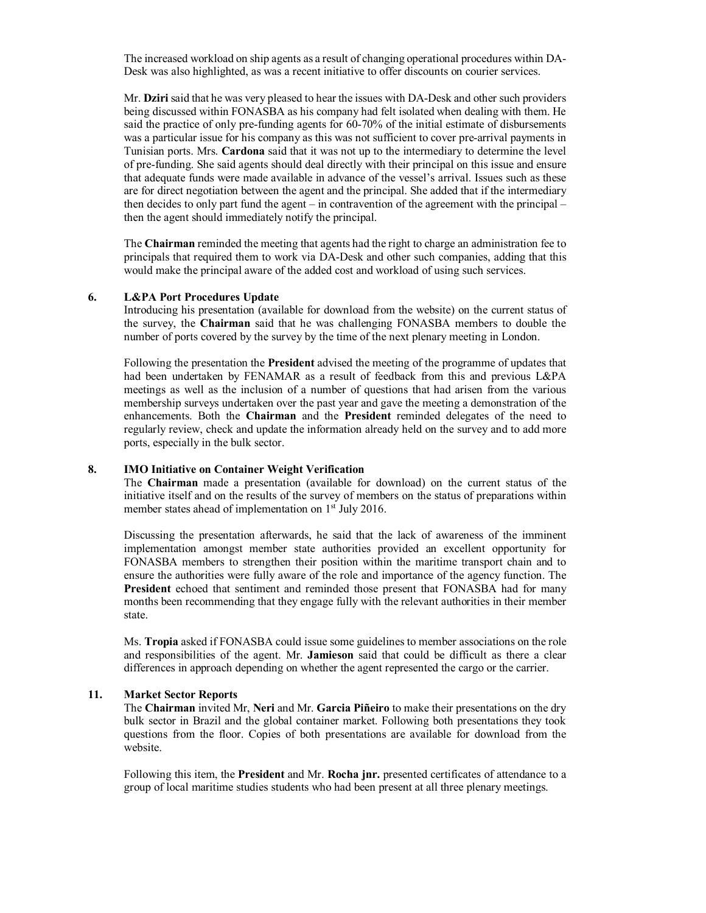The increased workload on ship agents as a result of changing operational procedures within DA-Desk was also highlighted, as was a recent initiative to offer discounts on courier services.

Mr. **Dziri** said that he was very pleased to hear the issues with DA-Desk and other such providers being discussed within FONASBA as his company had felt isolated when dealing with them. He said the practice of only pre-funding agents for 60-70% of the initial estimate of disbursements was a particular issue for his company as this was not sufficient to cover pre-arrival payments in Tunisian ports. Mrs. **Cardona** said that it was not up to the intermediary to determine the level of pre-funding. She said agents should deal directly with their principal on this issue and ensure that adequate funds were made available in advance of the vessel's arrival. Issues such as these are for direct negotiation between the agent and the principal. She added that if the intermediary then decides to only part fund the agent – in contravention of the agreement with the principal – then the agent should immediately notify the principal.

The **Chairman** reminded the meeting that agents had the right to charge an administration fee to principals that required them to work via DA-Desk and other such companies, adding that this would make the principal aware of the added cost and workload of using such services.

## 6. L&PA Port Procedures Update

Introducing his presentation (available for download from the website) on the current status of the survey, the **Chairman** said that he was challenging FONASBA members to double the number of ports covered by the survey by the time of the next plenary meeting in London.

Following the presentation the **President** advised the meeting of the programme of updates that had been undertaken by FENAMAR as a result of feedback from this and previous L&PA meetings as well as the inclusion of a number of questions that had arisen from the various membership surveys undertaken over the past year and gave the meeting a demonstration of the enhancements. Both the **Chairman** and the **President** reminded delegates of the need to regularly review, check and update the information already held on the survey and to add more ports, especially in the bulk sector.

## 8. IMO Initiative on Container Weight Verification

The **Chairman** made a presentation (available for download) on the current status of the initiative itself and on the results of the survey of members on the status of preparations within member states ahead of implementation on 1st July 2016.

Discussing the presentation afterwards, he said that the lack of awareness of the imminent implementation amongst member state authorities provided an excellent opportunity for FONASBA members to strengthen their position within the maritime transport chain and to ensure the authorities were fully aware of the role and importance of the agency function. The **President** echoed that sentiment and reminded those present that FONASBA had for many months been recommending that they engage fully with the relevant authorities in their member state.

Ms. **Tropia** asked if FONASBA could issue some guidelines to member associations on the role and responsibilities of the agent. Mr. **Jamieson** said that could be difficult as there a clear differences in approach depending on whether the agent represented the cargo or the carrier.

## 11. Market Sector Reports

The **Chairman** invited Mr, **Neri** and Mr. **Garcia Piñeiro** to make their presentations on the dry bulk sector in Brazil and the global container market. Following both presentations they took questions from the floor. Copies of both presentations are available for download from the website.

Following this item, the **President** and Mr. **Rocha jnr.** presented certificates of attendance to a group of local maritime studies students who had been present at all three plenary meetings.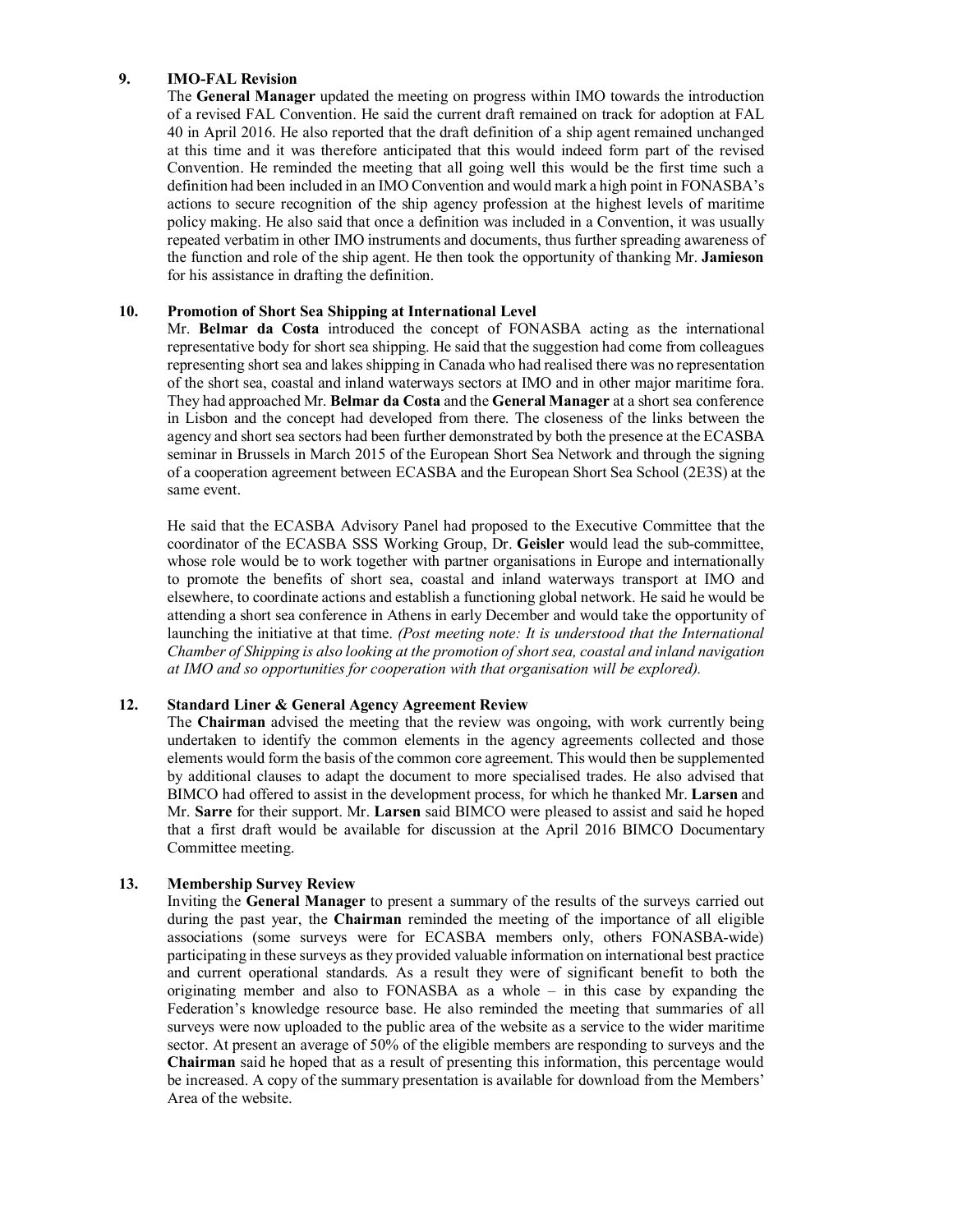### 9. IMO-FAL Revision

The **General Manager** updated the meeting on progress within IMO towards the introduction of a revised FAL Convention. He said the current draft remained on track for adoption at FAL 40 in April 2016. He also reported that the draft definition of a ship agent remained unchanged at this time and it was therefore anticipated that this would indeed form part of the revised Convention. He reminded the meeting that all going well this would be the first time such a definition had been included in an IMO Convention and would mark a high point in FONASBA's actions to secure recognition of the ship agency profession at the highest levels of maritime policy making. He also said that once a definition was included in a Convention, it was usually repeated verbatim in other IMO instruments and documents, thus further spreading awareness of the function and role of the ship agent. He then took the opportunity of thanking Mr. **Jamieson** for his assistance in drafting the definition.

### 10. Promotion of Short Sea Shipping at International Level

Mr. **Belmar da Costa** introduced the concept of FONASBA acting as the international representative body for short sea shipping. He said that the suggestion had come from colleagues representing short sea and lakes shipping in Canada who had realised there was no representation of the short sea, coastal and inland waterways sectors at IMO and in other major maritime fora. They had approached Mr. **Belmar da Costa** and the **General Manager** at a short sea conference in Lisbon and the concept had developed from there. The closeness of the links between the agency and short sea sectors had been further demonstrated by both the presence at the ECASBA seminar in Brussels in March 2015 of the European Short Sea Network and through the signing of a cooperation agreement between ECASBA and the European Short Sea School (2E3S) at the same event.

He said that the ECASBA Advisory Panel had proposed to the Executive Committee that the coordinator of the ECASBA SSS Working Group, Dr. **Geisler** would lead the sub-committee, whose role would be to work together with partner organisations in Europe and internationally to promote the benefits of short sea, coastal and inland waterways transport at IMO and elsewhere, to coordinate actions and establish a functioning global network. He said he would be attending a short sea conference in Athens in early December and would take the opportunity of launching the initiative at that time. *(Post meeting note: It is understood that the International Chamber of Shipping is also looking at the promotion of short sea, coastal and inland navigation at IMO and so opportunities for cooperation with that organisation will be explored).*

### 12. Standard Liner & General Agency Agreement Review

The **Chairman** advised the meeting that the review was ongoing, with work currently being undertaken to identify the common elements in the agency agreements collected and those elements would form the basis of the common core agreement. This would then be supplemented by additional clauses to adapt the document to more specialised trades. He also advised that BIMCO had offered to assist in the development process, for which he thanked Mr. **Larsen** and Mr. **Sarre** for their support. Mr. **Larsen** said BIMCO were pleased to assist and said he hoped that a first draft would be available for discussion at the April 2016 BIMCO Documentary Committee meeting.

### 13. Membership Survey Review

Inviting the **General Manager** to present a summary of the results of the surveys carried out during the past year, the **Chairman** reminded the meeting of the importance of all eligible associations (some surveys were for ECASBA members only, others FONASBA-wide) participating in these surveys as they provided valuable information on international best practice and current operational standards. As a result they were of significant benefit to both the originating member and also to FONASBA as a whole – in this case by expanding the Federation's knowledge resource base. He also reminded the meeting that summaries of all surveys were now uploaded to the public area of the website as a service to the wider maritime sector. At present an average of 50% of the eligible members are responding to surveys and the **Chairman** said he hoped that as a result of presenting this information, this percentage would be increased. A copy of the summary presentation is available for download from the Members' Area of the website.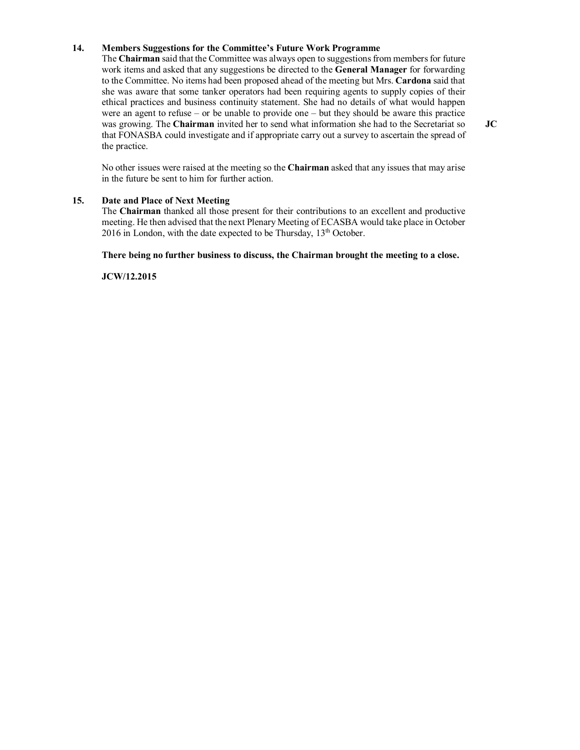## 14. Members Suggestions for the Committee's Future Work Programme

The **Chairman** said that the Committee was always open to suggestions from members for future work items and asked that any suggestions be directed to the **General Manager** for forwarding to the Committee. No items had been proposed ahead of the meeting but Mrs. **Cardona** said that she was aware that some tanker operators had been requiring agents to supply copies of their ethical practices and business continuity statement. She had no details of what would happen were an agent to refuse – or be unable to provide one – but they should be aware this practice was growing. The **Chairman** invited her to send what information she had to the Secretariat so that FONASBA could investigate and if appropriate carry out a survey to ascertain the spread of the practice. **JC**

No other issues were raised at the meeting so the **Chairman** asked that any issues that may arise in the future be sent to him for further action.

## 15. Date and Place of Next Meeting

The **Chairman** thanked all those present for their contributions to an excellent and productive meeting. He then advised that the next Plenary Meeting of ECASBA would take place in October 2016 in London, with the date expected to be Thursday, 13th October.

**There being no further business to discuss, the Chairman brought the meeting to a close.**

**JCW/12.2015**